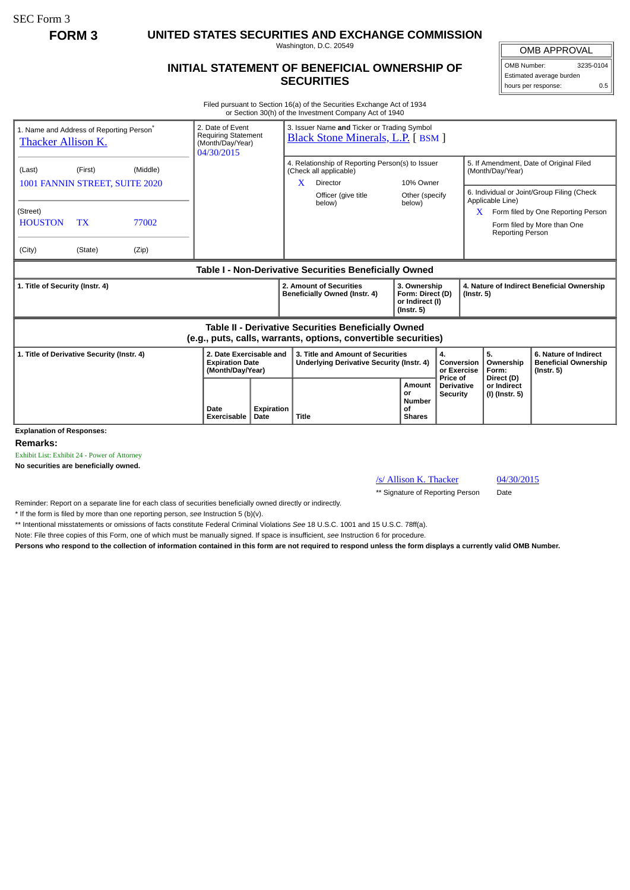SEC Form 3

**FORM 3**

# UNITED STATES SECURITIES AND EXCHANGE COMMISSION

Washington, D.C. 20549

## INITIAL STATEMENT OF BENEFICIAL OWNERSHIP OF SECURITIES

| OMB APPROVAL | |
|---|---|
| OMB Number: | 3235-0104 |
| Estimated average burden hours per response: | 0.5 |

Filed pursuant to Section 16(a) of the Securities Exchange Act of 1934
or Section 30(h) of the Investment Company Act of 1940

| 1. Name and Address of Reporting Person* | 2. Date of Event Requiring Statement (Month/Day/Year) | 3. Issuer Name and Ticker or Trading Symbol |
|---|---|---|
| Thacker Allison K. | 04/30/2015 | Black Stone Minerals, L.P. [ BSM ] |
| (Last) (First) (Middle)<br>1001 FANNIN STREET, SUITE 2020 | | 4. Relationship of Reporting Person(s) to Issuer (Check all applicable)<br>X Director<br>10% Owner<br>Officer (give title below)<br>Other (specify below) |
| (Street)<br>HOUSTON TX 77002 | | 5. If Amendment, Date of Original Filed (Month/Day/Year) |
| (City) (State) (Zip) | | 6. Individual or Joint/Group Filing (Check Applicable Line)<br>X Form filed by One Reporting Person<br>Form filed by More than One Reporting Person |

**Table I - Non-Derivative Securities Beneficially Owned**

| 1. Title of Security (Instr. 4) | 2. Amount of Securities Beneficially Owned (Instr. 4) | 3. Ownership Form: Direct (D) or Indirect (I) (Instr. 5) | 4. Nature of Indirect Beneficial Ownership (Instr. 5) |
|---|---|---|---|

**Table II - Derivative Securities Beneficially Owned (e.g., puts, calls, warrants, options, convertible securities)**

| 1. Title of Derivative Security (Instr. 4) | 2. Date Exercisable and Expiration Date (Month/Day/Year) | | 3. Title and Amount of Securities Underlying Derivative Security (Instr. 4) | | 4. Conversion or Exercise Price of Derivative Security | 5. Ownership Form: Direct (D) or Indirect (I) (Instr. 5) | 6. Nature of Indirect Beneficial Ownership (Instr. 5) |
|---|---|---|---|---|---|---|---|
| | Date Exercisable | Expiration Date | Title | Amount or Number of Shares | | | |

**Explanation of Responses:**

**Remarks:**

Exhibit List: Exhibit 24 - Power of Attorney

**No securities are beneficially owned.**

| /s/ Allison K. Thacker | 04/30/2015 |
|---|---|
| ** Signature of Reporting Person | Date |

Reminder: Report on a separate line for each class of securities beneficially owned directly or indirectly.

* If the form is filed by more than one reporting person, *see* Instruction 5 (b)(v).

** Intentional misstatements or omissions of facts constitute Federal Criminal Violations *See* 18 U.S.C. 1001 and 15 U.S.C. 78ff(a).

Note: File three copies of this Form, one of which must be manually signed. If space is insufficient, *see* Instruction 6 for procedure.

**Persons who respond to the collection of information contained in this form are not required to respond unless the form displays a currently valid OMB Number.**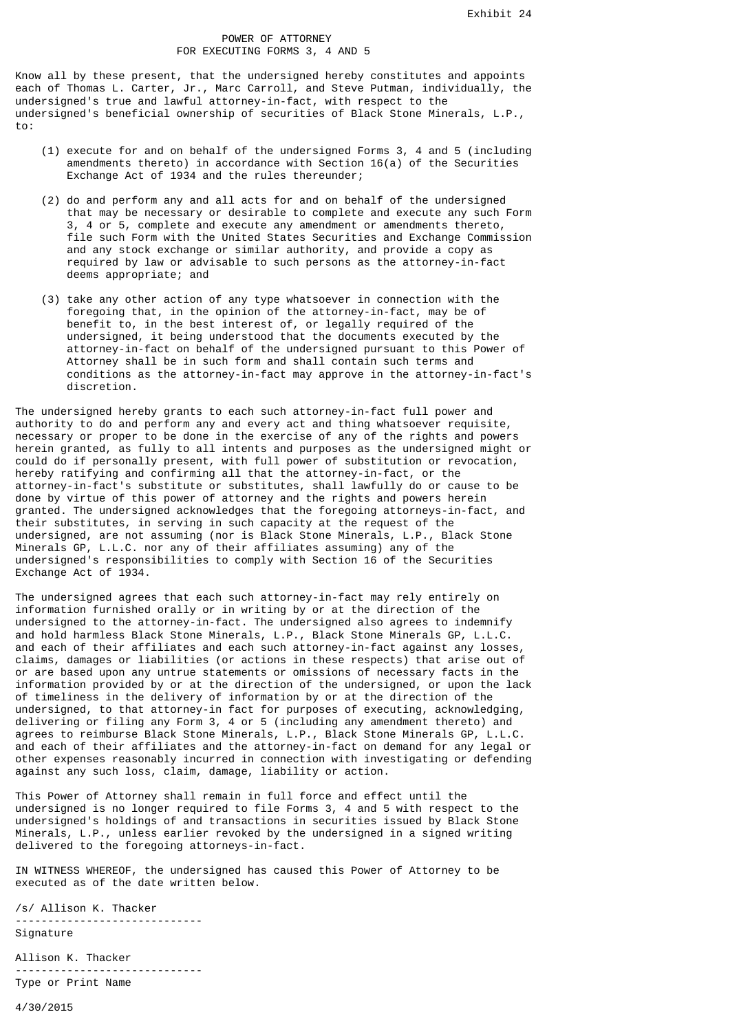Exhibit 24

# POWER OF ATTORNEY
## FOR EXECUTING FORMS 3, 4 AND 5

Know all by these present, that the undersigned hereby constitutes and appoints each of Thomas L. Carter, Jr., Marc Carroll, and Steve Putman, individually, the undersigned's true and lawful attorney-in-fact, with respect to the undersigned's beneficial ownership of securities of Black Stone Minerals, L.P., to:

(1) execute for and on behalf of the undersigned Forms 3, 4 and 5 (including amendments thereto) in accordance with Section 16(a) of the Securities Exchange Act of 1934 and the rules thereunder;

(2) do and perform any and all acts for and on behalf of the undersigned that may be necessary or desirable to complete and execute any such Form 3, 4 or 5, complete and execute any amendment or amendments thereto, file such Form with the United States Securities and Exchange Commission and any stock exchange or similar authority, and provide a copy as required by law or advisable to such persons as the attorney-in-fact deems appropriate; and

(3) take any other action of any type whatsoever in connection with the foregoing that, in the opinion of the attorney-in-fact, may be of benefit to, in the best interest of, or legally required of the undersigned, it being understood that the documents executed by the attorney-in-fact on behalf of the undersigned pursuant to this Power of Attorney shall be in such form and shall contain such terms and conditions as the attorney-in-fact may approve in the attorney-in-fact's discretion.

The undersigned hereby grants to each such attorney-in-fact full power and authority to do and perform any and every act and thing whatsoever requisite, necessary or proper to be done in the exercise of any of the rights and powers herein granted, as fully to all intents and purposes as the undersigned might or could do if personally present, with full power of substitution or revocation, hereby ratifying and confirming all that the attorney-in-fact, or the attorney-in-fact's substitute or substitutes, shall lawfully do or cause to be done by virtue of this power of attorney and the rights and powers herein granted. The undersigned acknowledges that the foregoing attorneys-in-fact, and their substitutes, in serving in such capacity at the request of the undersigned, are not assuming (nor is Black Stone Minerals, L.P., Black Stone Minerals GP, L.L.C. nor any of their affiliates assuming) any of the undersigned's responsibilities to comply with Section 16 of the Securities Exchange Act of 1934.

The undersigned agrees that each such attorney-in-fact may rely entirely on information furnished orally or in writing by or at the direction of the undersigned to the attorney-in-fact. The undersigned also agrees to indemnify and hold harmless Black Stone Minerals, L.P., Black Stone Minerals GP, L.L.C. and each of their affiliates and each such attorney-in-fact against any losses, claims, damages or liabilities (or actions in these respects) that arise out of or are based upon any untrue statements or omissions of necessary facts in the information provided by or at the direction of the undersigned, or upon the lack of timeliness in the delivery of information by or at the direction of the undersigned, to that attorney-in fact for purposes of executing, acknowledging, delivering or filing any Form 3, 4 or 5 (including any amendment thereto) and agrees to reimburse Black Stone Minerals, L.P., Black Stone Minerals GP, L.L.C. and each of their affiliates and the attorney-in-fact on demand for any legal or other expenses reasonably incurred in connection with investigating or defending against any such loss, claim, damage, liability or action.

This Power of Attorney shall remain in full force and effect until the undersigned is no longer required to file Forms 3, 4 and 5 with respect to the undersigned's holdings of and transactions in securities issued by Black Stone Minerals, L.P., unless earlier revoked by the undersigned in a signed writing delivered to the foregoing attorneys-in-fact.

IN WITNESS WHEREOF, the undersigned has caused this Power of Attorney to be executed as of the date written below.

/s/ Allison K. Thacker
-----------------------------
Signature

Allison K. Thacker
-----------------------------
Type or Print Name

4/30/2015